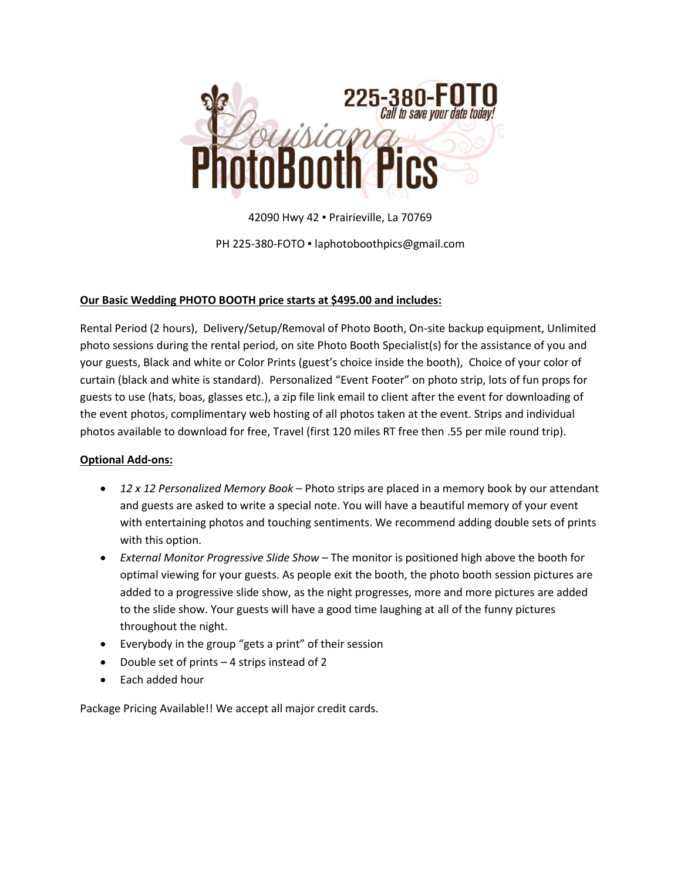# Louisiana PhotoBooth Pics

225-380-FOTO
*Call to save your date today!*

42090 Hwy 42 ▪ Prairieville, La 70769

PH 225-380-FOTO ▪ laphotoboothpics@gmail.com

**Our Basic Wedding PHOTO BOOTH price starts at $495.00 and includes:**

Rental Period (2 hours), Delivery/Setup/Removal of Photo Booth, On-site backup equipment, Unlimited photo sessions during the rental period, on site Photo Booth Specialist(s) for the assistance of you and your guests, Black and white or Color Prints (guest's choice inside the booth), Choice of your color of curtain (black and white is standard). Personalized "Event Footer" on photo strip, lots of fun props for guests to use (hats, boas, glasses etc.), a zip file link email to client after the event for downloading of the event photos, complimentary web hosting of all photos taken at the event. Strips and individual photos available to download for free, Travel (first 120 miles RT free then .55 per mile round trip).

**Optional Add-ons:**

- *12 x 12 Personalized Memory Book* – Photo strips are placed in a memory book by our attendant and guests are asked to write a special note. You will have a beautiful memory of your event with entertaining photos and touching sentiments. We recommend adding double sets of prints with this option.
- *External Monitor Progressive Slide Show* – The monitor is positioned high above the booth for optimal viewing for your guests. As people exit the booth, the photo booth session pictures are added to a progressive slide show, as the night progresses, more and more pictures are added to the slide show. Your guests will have a good time laughing at all of the funny pictures throughout the night.
- Everybody in the group "gets a print" of their session
- Double set of prints – 4 strips instead of 2
- Each added hour

Package Pricing Available!! We accept all major credit cards.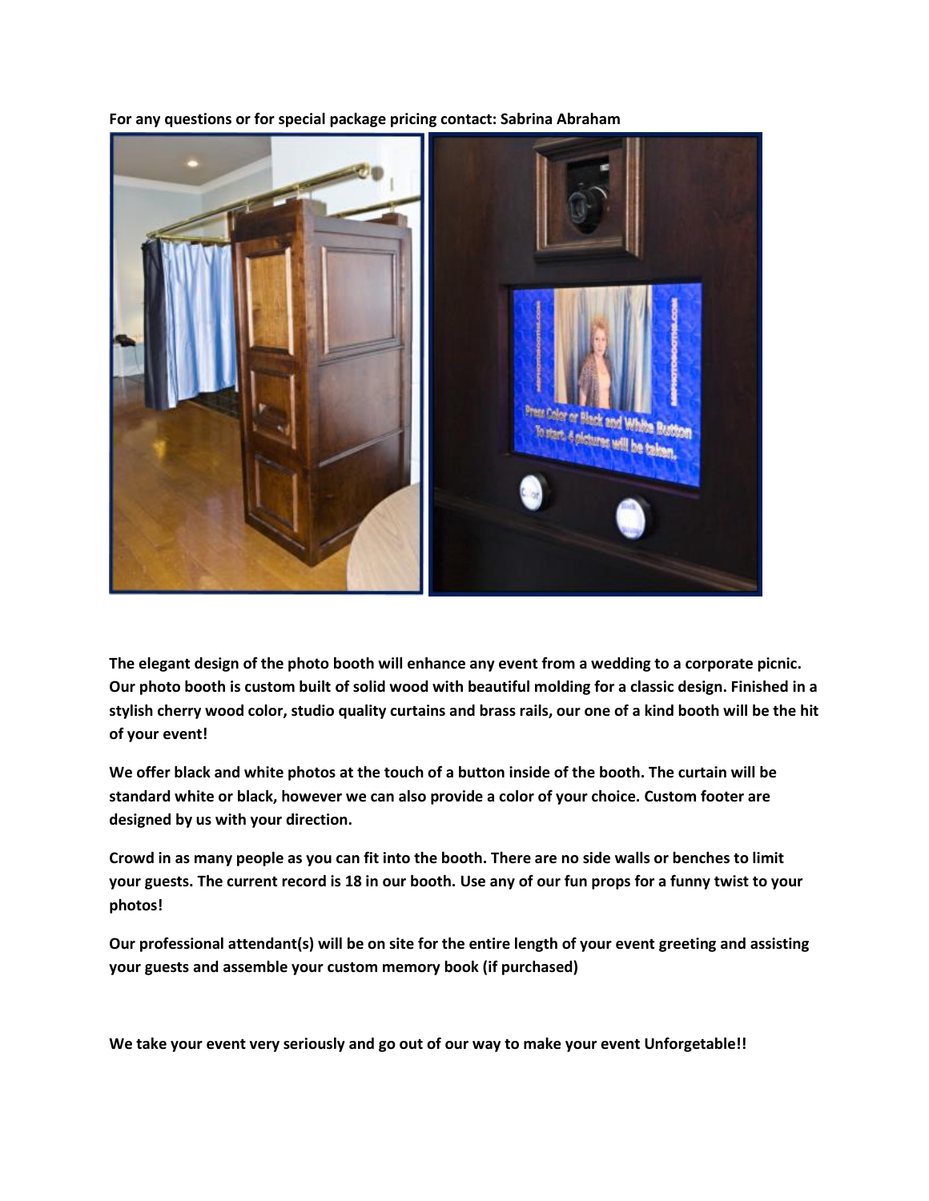**For any questions or for special package pricing contact: Sabrina Abraham**

**The elegant design of the photo booth will enhance any event from a wedding to a corporate picnic. Our photo booth is custom built of solid wood with beautiful molding for a classic design. Finished in a stylish cherry wood color, studio quality curtains and brass rails, our one of a kind booth will be the hit of your event!**

**We offer black and white photos at the touch of a button inside of the booth. The curtain will be standard white or black, however we can also provide a color of your choice. Custom footer are designed by us with your direction.**

**Crowd in as many people as you can fit into the booth. There are no side walls or benches to limit your guests. The current record is 18 in our booth. Use any of our fun props for a funny twist to your photos!**

**Our professional attendant(s) will be on site for the entire length of your event greeting and assisting your guests and assemble your custom memory book (if purchased)**

**We take your event very seriously and go out of our way to make your event Unforgetable!!**